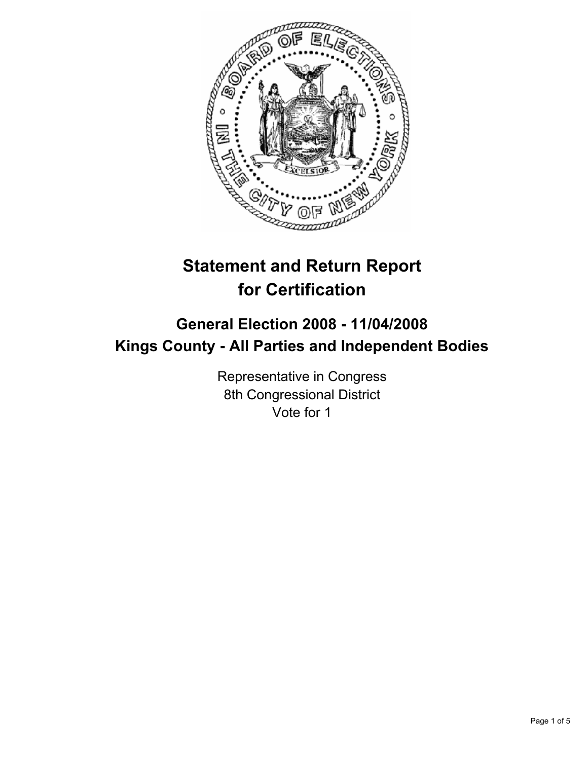# Statement and Return Report for Certification

## General Election 2008 - 11/04/2008
## Kings County - All Parties and Independent Bodies

Representative in Congress
8th Congressional District
Vote for 1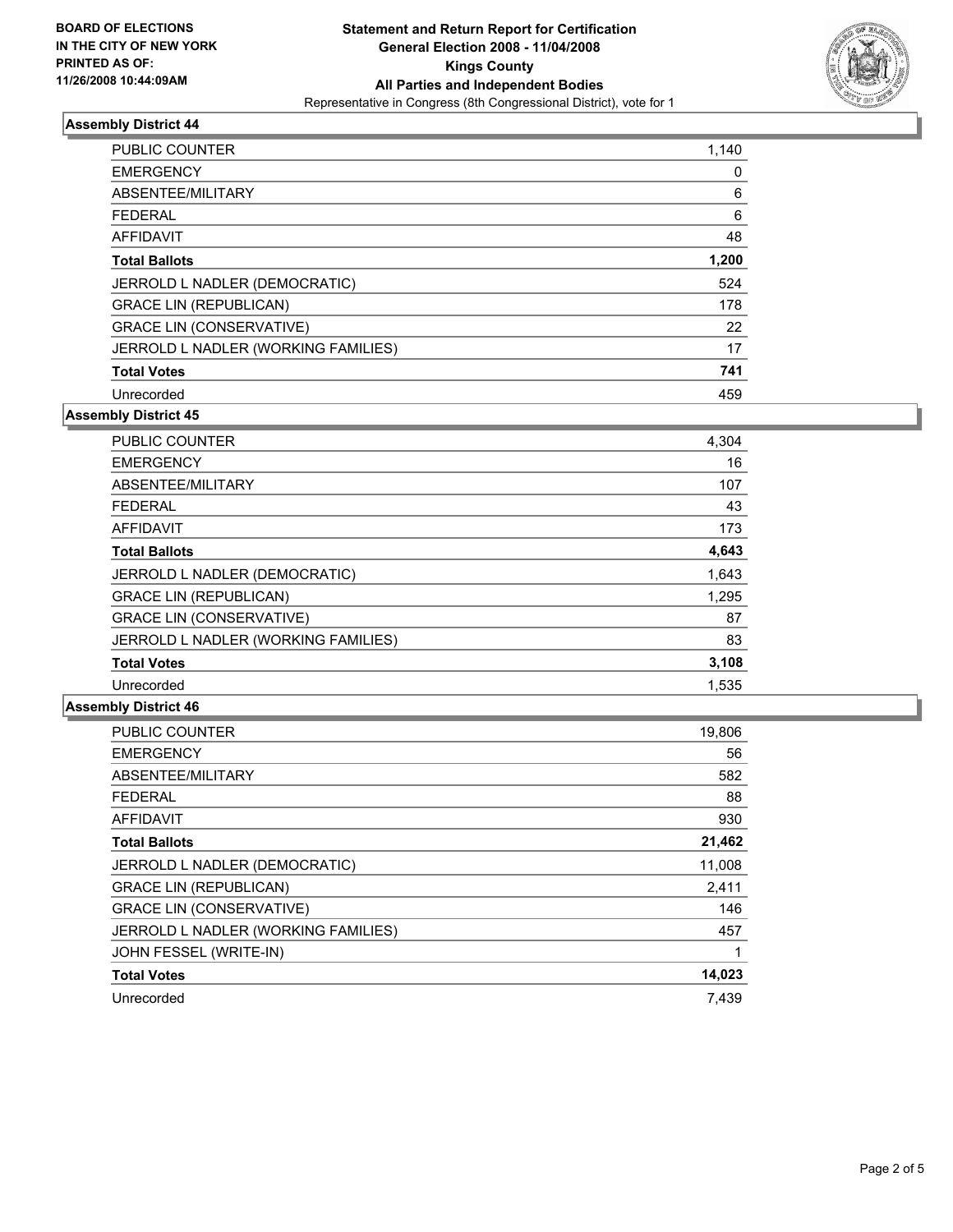**BOARD OF ELECTIONS IN THE CITY OF NEW YORK PRINTED AS OF: 11/26/2008 10:44:09AM**

# Statement and Return Report for Certification
## General Election 2008 - 11/04/2008
## Kings County
## All Parties and Independent Bodies
Representative in Congress (8th Congressional District), vote for 1

### Assembly District 44

| | |
|---|---|
| PUBLIC COUNTER | 1,140 |
| EMERGENCY | 0 |
| ABSENTEE/MILITARY | 6 |
| FEDERAL | 6 |
| AFFIDAVIT | 48 |
| **Total Ballots** | **1,200** |
| JERROLD L NADLER (DEMOCRATIC) | 524 |
| GRACE LIN (REPUBLICAN) | 178 |
| GRACE LIN (CONSERVATIVE) | 22 |
| JERROLD L NADLER (WORKING FAMILIES) | 17 |
| **Total Votes** | **741** |
| Unrecorded | 459 |

### Assembly District 45

| | |
|---|---|
| PUBLIC COUNTER | 4,304 |
| EMERGENCY | 16 |
| ABSENTEE/MILITARY | 107 |
| FEDERAL | 43 |
| AFFIDAVIT | 173 |
| **Total Ballots** | **4,643** |
| JERROLD L NADLER (DEMOCRATIC) | 1,643 |
| GRACE LIN (REPUBLICAN) | 1,295 |
| GRACE LIN (CONSERVATIVE) | 87 |
| JERROLD L NADLER (WORKING FAMILIES) | 83 |
| **Total Votes** | **3,108** |
| Unrecorded | 1,535 |

### Assembly District 46

| | |
|---|---|
| PUBLIC COUNTER | 19,806 |
| EMERGENCY | 56 |
| ABSENTEE/MILITARY | 582 |
| FEDERAL | 88 |
| AFFIDAVIT | 930 |
| **Total Ballots** | **21,462** |
| JERROLD L NADLER (DEMOCRATIC) | 11,008 |
| GRACE LIN (REPUBLICAN) | 2,411 |
| GRACE LIN (CONSERVATIVE) | 146 |
| JERROLD L NADLER (WORKING FAMILIES) | 457 |
| JOHN FESSEL (WRITE-IN) | 1 |
| **Total Votes** | **14,023** |
| Unrecorded | 7,439 |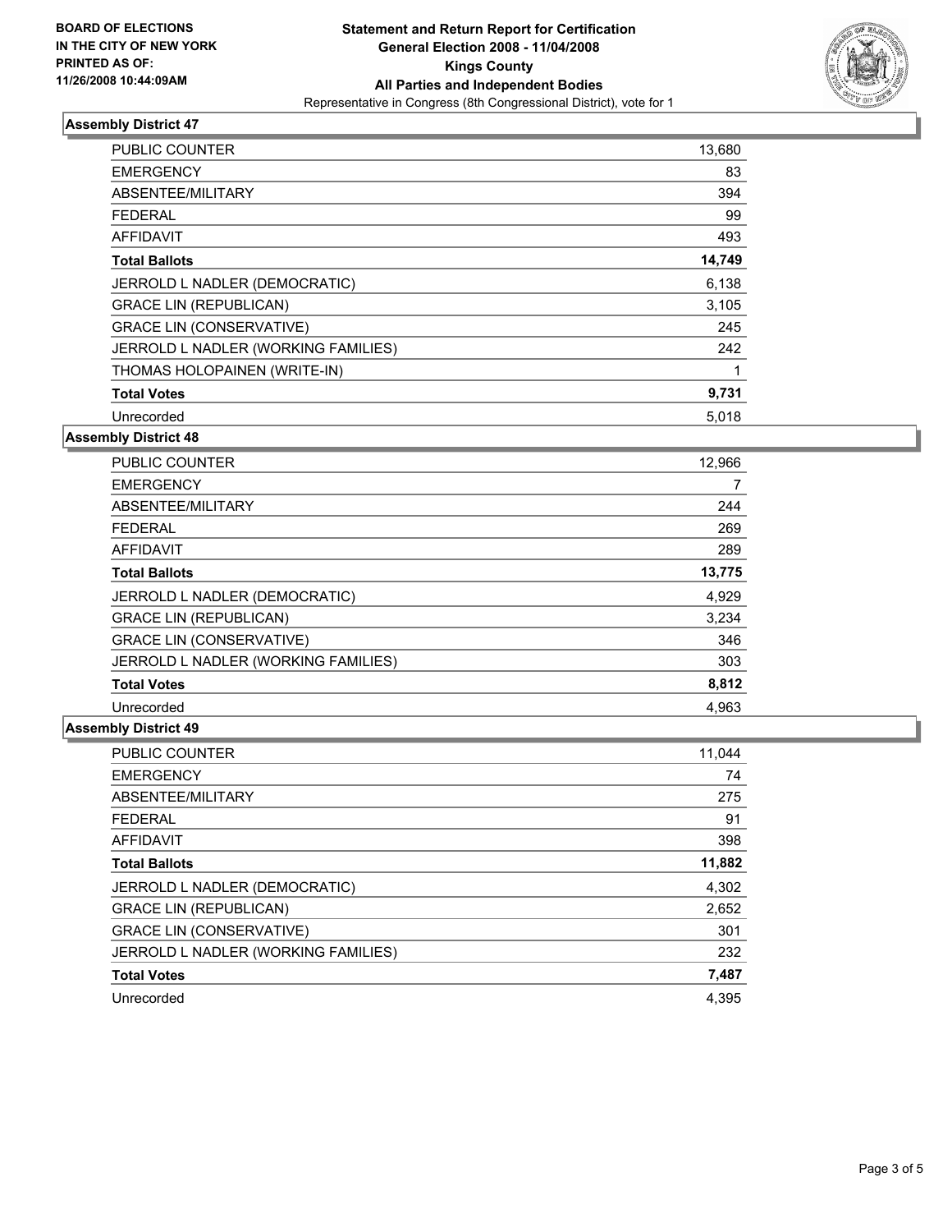**BOARD OF ELECTIONS IN THE CITY OF NEW YORK PRINTED AS OF: 11/26/2008 10:44:09AM**

# Statement and Return Report for Certification
## General Election 2008 - 11/04/2008
## Kings County
## All Parties and Independent Bodies

Representative in Congress (8th Congressional District), vote for 1

### Assembly District 47

| | |
|---|---|
| PUBLIC COUNTER | 13,680 |
| EMERGENCY | 83 |
| ABSENTEE/MILITARY | 394 |
| FEDERAL | 99 |
| AFFIDAVIT | 493 |
| **Total Ballots** | **14,749** |
| JERROLD L NADLER (DEMOCRATIC) | 6,138 |
| GRACE LIN (REPUBLICAN) | 3,105 |
| GRACE LIN (CONSERVATIVE) | 245 |
| JERROLD L NADLER (WORKING FAMILIES) | 242 |
| THOMAS HOLOPAINEN (WRITE-IN) | 1 |
| **Total Votes** | **9,731** |
| Unrecorded | 5,018 |

### Assembly District 48

| | |
|---|---|
| PUBLIC COUNTER | 12,966 |
| EMERGENCY | 7 |
| ABSENTEE/MILITARY | 244 |
| FEDERAL | 269 |
| AFFIDAVIT | 289 |
| **Total Ballots** | **13,775** |
| JERROLD L NADLER (DEMOCRATIC) | 4,929 |
| GRACE LIN (REPUBLICAN) | 3,234 |
| GRACE LIN (CONSERVATIVE) | 346 |
| JERROLD L NADLER (WORKING FAMILIES) | 303 |
| **Total Votes** | **8,812** |
| Unrecorded | 4,963 |

### Assembly District 49

| | |
|---|---|
| PUBLIC COUNTER | 11,044 |
| EMERGENCY | 74 |
| ABSENTEE/MILITARY | 275 |
| FEDERAL | 91 |
| AFFIDAVIT | 398 |
| **Total Ballots** | **11,882** |
| JERROLD L NADLER (DEMOCRATIC) | 4,302 |
| GRACE LIN (REPUBLICAN) | 2,652 |
| GRACE LIN (CONSERVATIVE) | 301 |
| JERROLD L NADLER (WORKING FAMILIES) | 232 |
| **Total Votes** | **7,487** |
| Unrecorded | 4,395 |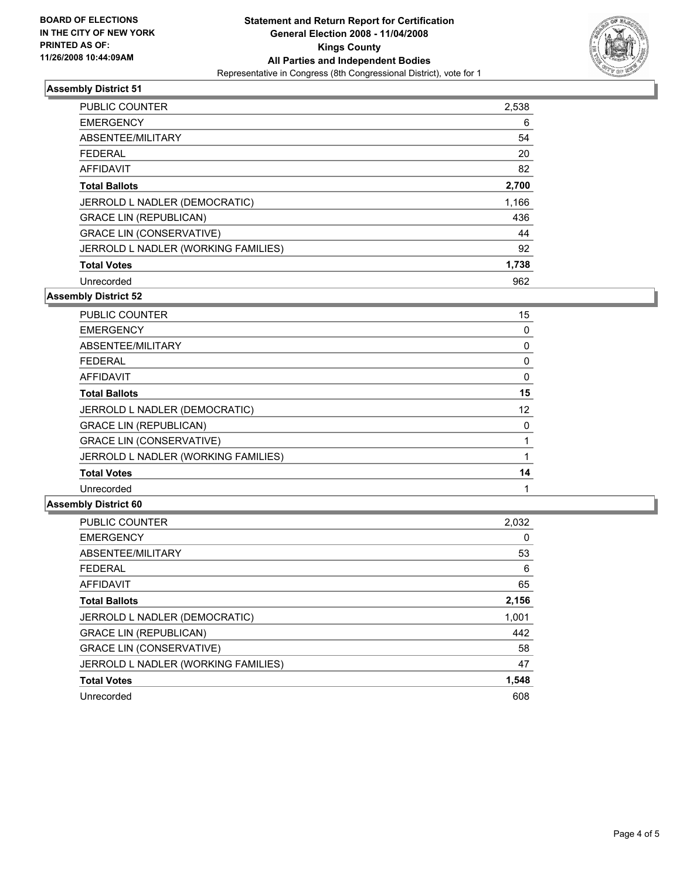**BOARD OF ELECTIONS**
**IN THE CITY OF NEW YORK**
**PRINTED AS OF:**
**11/26/2008 10:44:09AM**

**Statement and Return Report for Certification**
**General Election 2008 - 11/04/2008**
**Kings County**
**All Parties and Independent Bodies**
Representative in Congress (8th Congressional District), vote for 1

### Assembly District 51

| | |
|---|---|
| PUBLIC COUNTER | 2,538 |
| EMERGENCY | 6 |
| ABSENTEE/MILITARY | 54 |
| FEDERAL | 20 |
| AFFIDAVIT | 82 |
| **Total Ballots** | **2,700** |
| JERROLD L NADLER (DEMOCRATIC) | 1,166 |
| GRACE LIN (REPUBLICAN) | 436 |
| GRACE LIN (CONSERVATIVE) | 44 |
| JERROLD L NADLER (WORKING FAMILIES) | 92 |
| **Total Votes** | **1,738** |
| Unrecorded | 962 |

### Assembly District 52

| | |
|---|---|
| PUBLIC COUNTER | 15 |
| EMERGENCY | 0 |
| ABSENTEE/MILITARY | 0 |
| FEDERAL | 0 |
| AFFIDAVIT | 0 |
| **Total Ballots** | **15** |
| JERROLD L NADLER (DEMOCRATIC) | 12 |
| GRACE LIN (REPUBLICAN) | 0 |
| GRACE LIN (CONSERVATIVE) | 1 |
| JERROLD L NADLER (WORKING FAMILIES) | 1 |
| **Total Votes** | **14** |
| Unrecorded | 1 |

### Assembly District 60

| | |
|---|---|
| PUBLIC COUNTER | 2,032 |
| EMERGENCY | 0 |
| ABSENTEE/MILITARY | 53 |
| FEDERAL | 6 |
| AFFIDAVIT | 65 |
| **Total Ballots** | **2,156** |
| JERROLD L NADLER (DEMOCRATIC) | 1,001 |
| GRACE LIN (REPUBLICAN) | 442 |
| GRACE LIN (CONSERVATIVE) | 58 |
| JERROLD L NADLER (WORKING FAMILIES) | 47 |
| **Total Votes** | **1,548** |
| Unrecorded | 608 |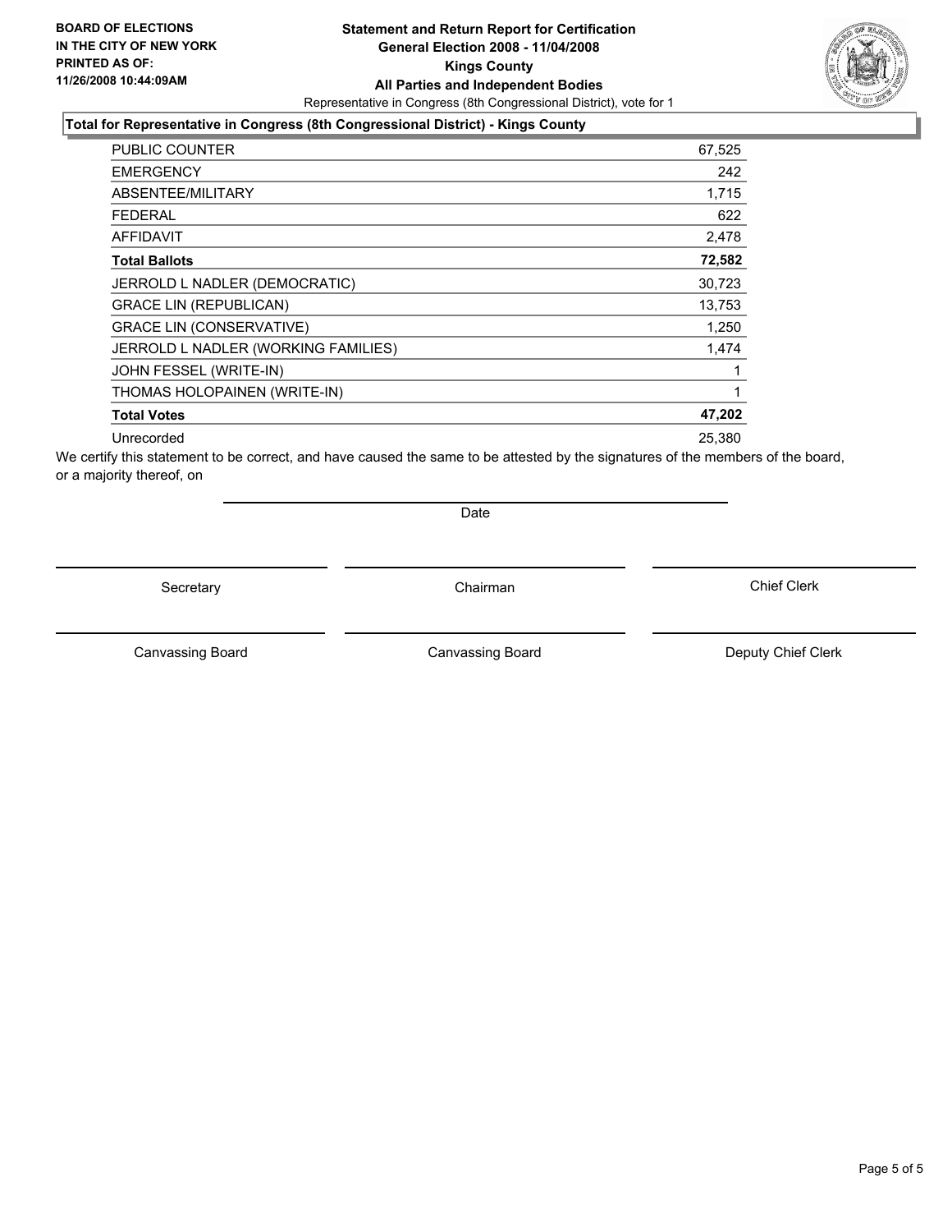**BOARD OF ELECTIONS IN THE CITY OF NEW YORK PRINTED AS OF: 11/26/2008 10:44:09AM**

**Statement and Return Report for Certification General Election 2008 - 11/04/2008 Kings County All Parties and Independent Bodies**

Representative in Congress (8th Congressional District), vote for 1

**Total for Representative in Congress (8th Congressional District) - Kings County**

| | |
|---|---|
| PUBLIC COUNTER | 67,525 |
| EMERGENCY | 242 |
| ABSENTEE/MILITARY | 1,715 |
| FEDERAL | 622 |
| AFFIDAVIT | 2,478 |
| **Total Ballots** | **72,582** |
| JERROLD L NADLER (DEMOCRATIC) | 30,723 |
| GRACE LIN (REPUBLICAN) | 13,753 |
| GRACE LIN (CONSERVATIVE) | 1,250 |
| JERROLD L NADLER (WORKING FAMILIES) | 1,474 |
| JOHN FESSEL (WRITE-IN) | 1 |
| THOMAS HOLOPAINEN (WRITE-IN) | 1 |
| **Total Votes** | **47,202** |
| Unrecorded | 25,380 |

We certify this statement to be correct, and have caused the same to be attested by the signatures of the members of the board, or a majority thereof, on

Date

Secretary　　Chairman　　Chief Clerk

Canvassing Board　　Canvassing Board　　Deputy Chief Clerk